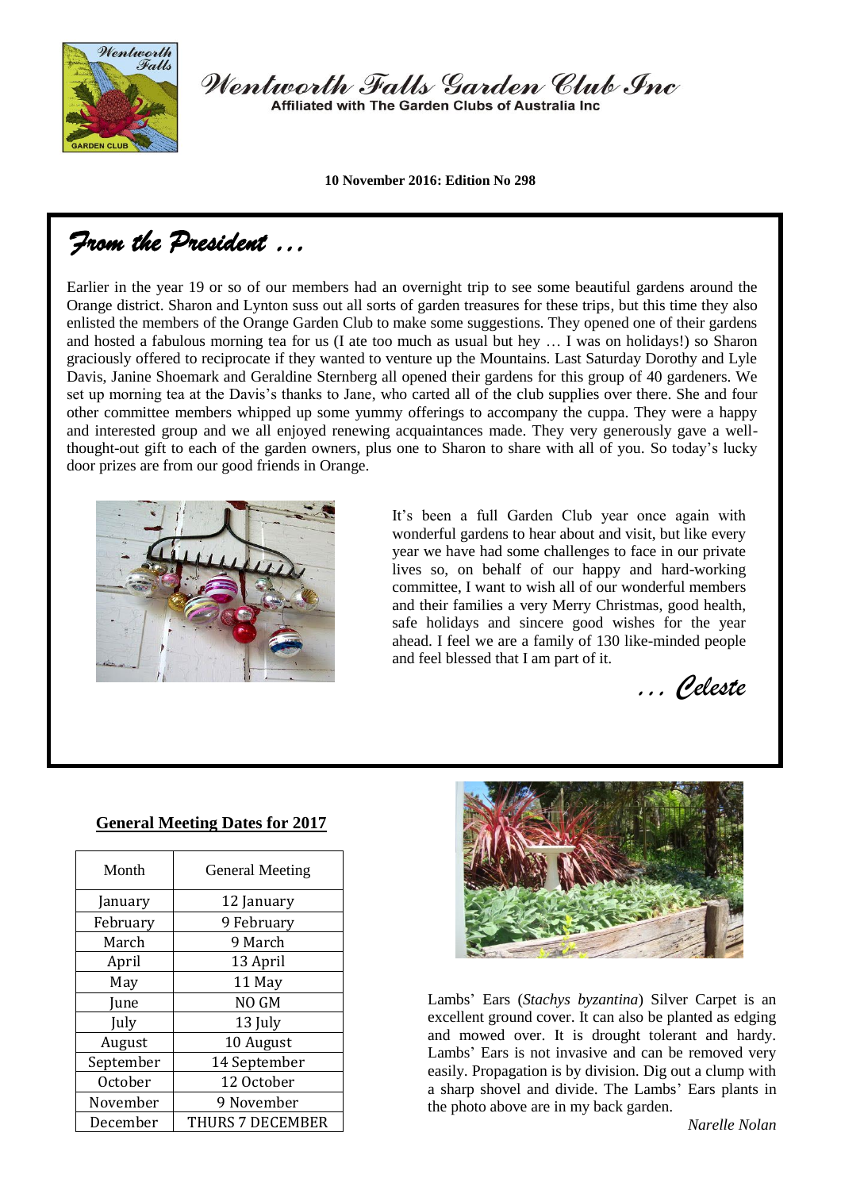# Wentworth Falls Garden Club Inc

Affiliated with The Garden Clubs of Australia Inc

**10 November 2016: Edition No 298**

## *From the President …*

Earlier in the year 19 or so of our members had an overnight trip to see some beautiful gardens around the Orange district. Sharon and Lynton suss out all sorts of garden treasures for these trips, but this time they also enlisted the members of the Orange Garden Club to make some suggestions. They opened one of their gardens and hosted a fabulous morning tea for us (I ate too much as usual but hey … I was on holidays!) so Sharon graciously offered to reciprocate if they wanted to venture up the Mountains. Last Saturday Dorothy and Lyle Davis, Janine Shoemark and Geraldine Sternberg all opened their gardens for this group of 40 gardeners. We set up morning tea at the Davis's thanks to Jane, who carted all of the club supplies over there. She and four other committee members whipped up some yummy offerings to accompany the cuppa. They were a happy and interested group and we all enjoyed renewing acquaintances made. They very generously gave a well-thought-out gift to each of the garden owners, plus one to Sharon to share with all of you. So today's lucky door prizes are from our good friends in Orange.

It's been a full Garden Club year once again with wonderful gardens to hear about and visit, but like every year we have had some challenges to face in our private lives so, on behalf of our happy and hard-working committee, I want to wish all of our wonderful members and their families a very Merry Christmas, good health, safe holidays and sincere good wishes for the year ahead. I feel we are a family of 130 like-minded people and feel blessed that I am part of it.

*… Celeste*

### General Meeting Dates for 2017

| Month | General Meeting |
|---|---|
| January | 12 January |
| February | 9 February |
| March | 9 March |
| April | 13 April |
| May | 11 May |
| June | NO GM |
| July | 13 July |
| August | 10 August |
| September | 14 September |
| October | 12 October |
| November | 9 November |
| December | THURS 7 DECEMBER |

Lambs' Ears (*Stachys byzantina*) Silver Carpet is an excellent ground cover. It can also be planted as edging and mowed over. It is drought tolerant and hardy. Lambs' Ears is not invasive and can be removed very easily. Propagation is by division. Dig out a clump with a sharp shovel and divide. The Lambs' Ears plants in the photo above are in my back garden.

*Narelle Nolan*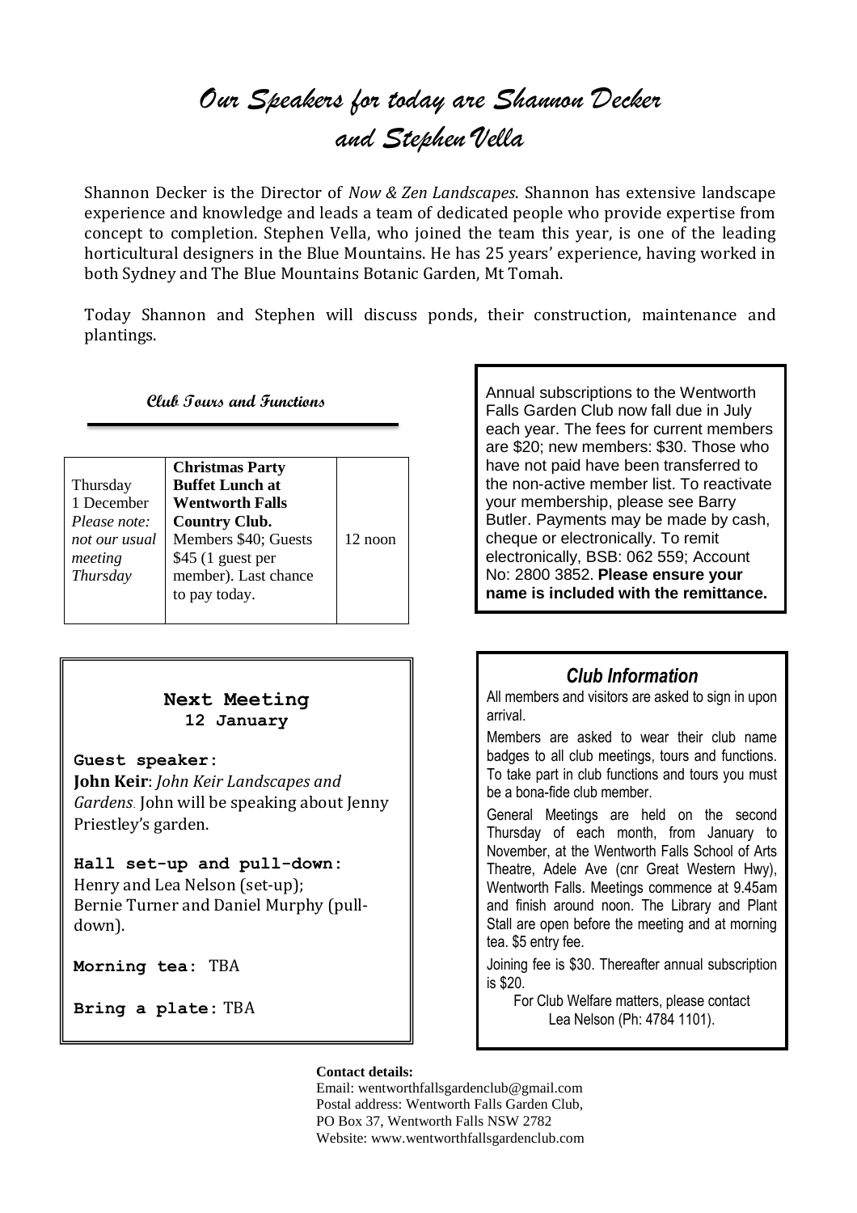# Our Speakers for today are Shannon Decker and Stephen Vella

Shannon Decker is the Director of *Now & Zen Landscapes*. Shannon has extensive landscape experience and knowledge and leads a team of dedicated people who provide expertise from concept to completion. Stephen Vella, who joined the team this year, is one of the leading horticultural designers in the Blue Mountains. He has 25 years' experience, having worked in both Sydney and The Blue Mountains Botanic Garden, Mt Tomah.

Today Shannon and Stephen will discuss ponds, their construction, maintenance and plantings.

## Club Tours and Functions

| | | |
|---|---|---|
| Thursday 1 December *Please note: not our usual meeting Thursday* | **Christmas Party Buffet Lunch at Wentworth Falls Country Club.** Members $40; Guests $45 (1 guest per member). Last chance to pay today. | 12 noon |

Annual subscriptions to the Wentworth Falls Garden Club now fall due in July each year. The fees for current members are $20; new members: $30. Those who have not paid have been transferred to the non-active member list. To reactivate your membership, please see Barry Butler. Payments may be made by cash, cheque or electronically. To remit electronically, BSB: 062 559; Account No: 2800 3852. **Please ensure your name is included with the remittance.**

### Next Meeting
**12 January**

**Guest speaker:**
**John Keir**: *John Keir Landscapes and Gardens*. John will be speaking about Jenny Priestley's garden.

**Hall set-up and pull-down:**
Henry and Lea Nelson (set-up);
Bernie Turner and Daniel Murphy (pull-down).

**Morning tea:** TBA

**Bring a plate:** TBA

### Club Information

All members and visitors are asked to sign in upon arrival.

Members are asked to wear their club name badges to all club meetings, tours and functions. To take part in club functions and tours you must be a bona-fide club member.

General Meetings are held on the second Thursday of each month, from January to November, at the Wentworth Falls School of Arts Theatre, Adele Ave (cnr Great Western Hwy), Wentworth Falls. Meetings commence at 9.45am and finish around noon. The Library and Plant Stall are open before the meeting and at morning tea. $5 entry fee.

Joining fee is $30. Thereafter annual subscription is $20.

For Club Welfare matters, please contact Lea Nelson (Ph: 4784 1101).

**Contact details:**
Email: wentworthfallsgardenclub@gmail.com
Postal address: Wentworth Falls Garden Club, PO Box 37, Wentworth Falls NSW 2782
Website: www.wentworthfallsgardenclub.com